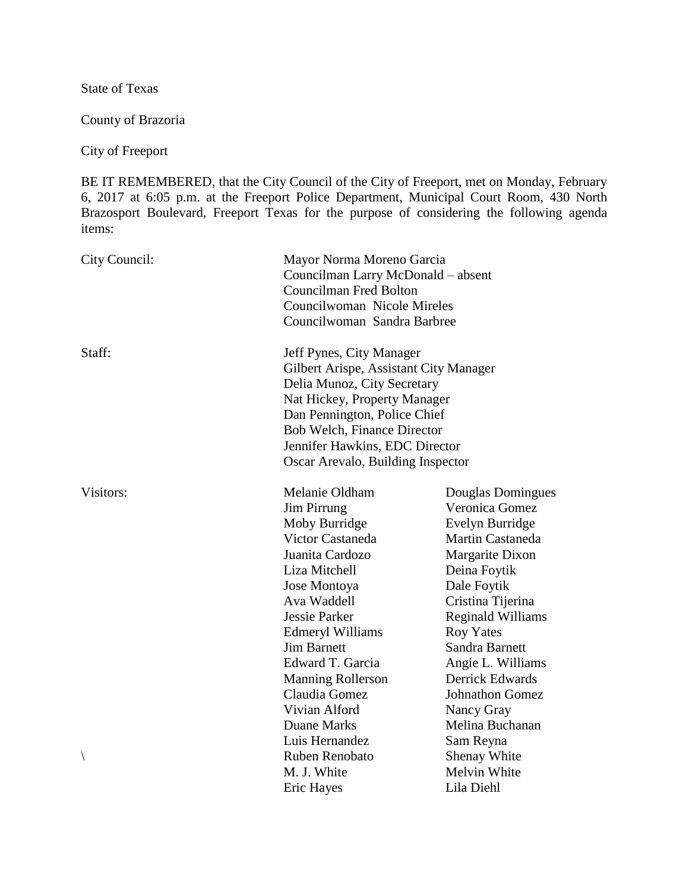State of Texas

County of Brazoria

City of Freeport

BE IT REMEMBERED, that the City Council of the City of Freeport, met on Monday, February 6, 2017 at 6:05 p.m. at the Freeport Police Department, Municipal Court Room, 430 North Brazosport Boulevard, Freeport Texas for the purpose of considering the following agenda items:

| | | |
|---|---|---|
| City Council: | Mayor Norma Moreno Garcia | |
| | Councilman Larry McDonald – absent | |
| | Councilman Fred Bolton | |
| | Councilwoman Nicole Mireles | |
| | Councilwoman Sandra Barbree | |
| Staff: | Jeff Pynes, City Manager | |
| | Gilbert Arispe, Assistant City Manager | |
| | Delia Munoz, City Secretary | |
| | Nat Hickey, Property Manager | |
| | Dan Pennington, Police Chief | |
| | Bob Welch, Finance Director | |
| | Jennifer Hawkins, EDC Director | |
| | Oscar Arevalo, Building Inspector | |
| Visitors: | Melanie Oldham | Douglas Domingues |
| | Jim Pirrung | Veronica Gomez |
| | Moby Burridge | Evelyn Burridge |
| | Victor Castaneda | Martin Castaneda |
| | Juanita Cardozo | Margarite Dixon |
| | Liza Mitchell | Deina Foytik |
| | Jose Montoya | Dale Foytik |
| | Ava Waddell | Cristina Tijerina |
| | Jessie Parker | Reginald Williams |
| | Edmeryl Williams | Roy Yates |
| | Jim Barnett | Sandra Barnett |
| | Edward T. Garcia | Angie L. Williams |
| | Manning Rollerson | Derrick Edwards |
| | Claudia Gomez | Johnathon Gomez |
| | Vivian Alford | Nancy Gray |
| | Duane Marks | Melina Buchanan |
| | Luis Hernandez | Sam Reyna |
| \ | Ruben Renobato | Shenay White |
| | M. J. White | Melvin White |
| | Eric Hayes | Lila Diehl |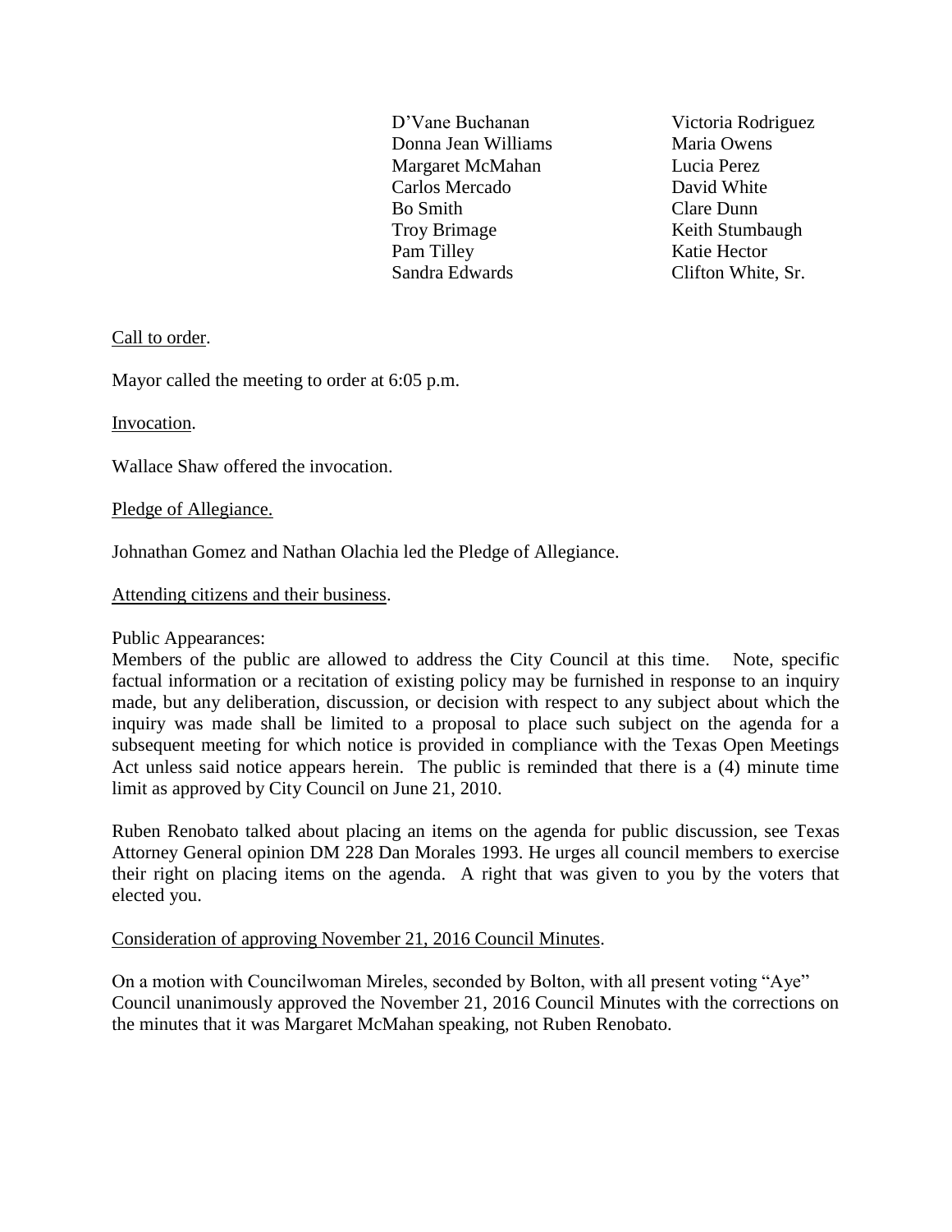| | |
|---|---|
| D'Vane Buchanan | Victoria Rodriguez |
| Donna Jean Williams | Maria Owens |
| Margaret McMahan | Lucia Perez |
| Carlos Mercado | David White |
| Bo Smith | Clare Dunn |
| Troy Brimage | Keith Stumbaugh |
| Pam Tilley | Katie Hector |
| Sandra Edwards | Clifton White, Sr. |

Call to order.

Mayor called the meeting to order at 6:05 p.m.

Invocation.

Wallace Shaw offered the invocation.

Pledge of Allegiance.

Johnathan Gomez and Nathan Olachia led the Pledge of Allegiance.

Attending citizens and their business.

Public Appearances:
Members of the public are allowed to address the City Council at this time. Note, specific factual information or a recitation of existing policy may be furnished in response to an inquiry made, but any deliberation, discussion, or decision with respect to any subject about which the inquiry was made shall be limited to a proposal to place such subject on the agenda for a subsequent meeting for which notice is provided in compliance with the Texas Open Meetings Act unless said notice appears herein. The public is reminded that there is a (4) minute time limit as approved by City Council on June 21, 2010.

Ruben Renobato talked about placing an items on the agenda for public discussion, see Texas Attorney General opinion DM 228 Dan Morales 1993. He urges all council members to exercise their right on placing items on the agenda. A right that was given to you by the voters that elected you.

Consideration of approving November 21, 2016 Council Minutes.

On a motion with Councilwoman Mireles, seconded by Bolton, with all present voting "Aye" Council unanimously approved the November 21, 2016 Council Minutes with the corrections on the minutes that it was Margaret McMahan speaking, not Ruben Renobato.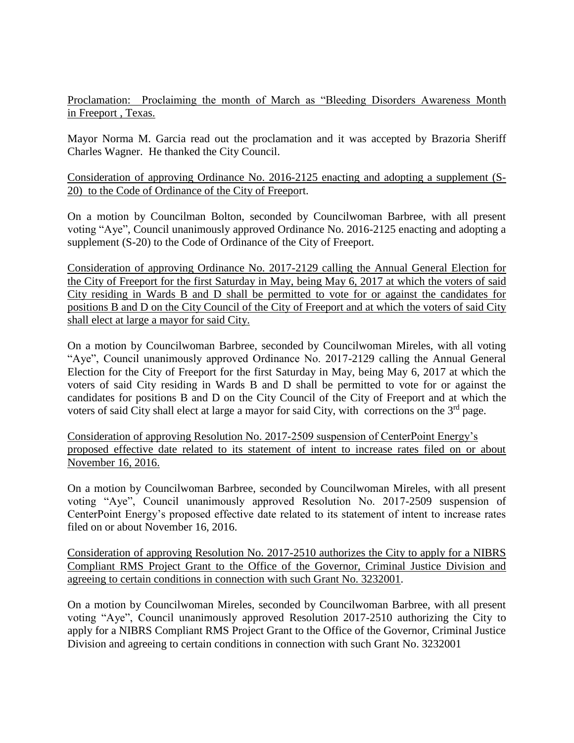Proclamation: Proclaiming the month of March as "Bleeding Disorders Awareness Month in Freeport , Texas.

Mayor Norma M. Garcia read out the proclamation and it was accepted by Brazoria Sheriff Charles Wagner. He thanked the City Council.

Consideration of approving Ordinance No. 2016-2125 enacting and adopting a supplement (S-20) to the Code of Ordinance of the City of Freeport.

On a motion by Councilman Bolton, seconded by Councilwoman Barbree, with all present voting "Aye", Council unanimously approved Ordinance No. 2016-2125 enacting and adopting a supplement (S-20) to the Code of Ordinance of the City of Freeport.

Consideration of approving Ordinance No. 2017-2129 calling the Annual General Election for the City of Freeport for the first Saturday in May, being May 6, 2017 at which the voters of said City residing in Wards B and D shall be permitted to vote for or against the candidates for positions B and D on the City Council of the City of Freeport and at which the voters of said City shall elect at large a mayor for said City.

On a motion by Councilwoman Barbree, seconded by Councilwoman Mireles, with all voting "Aye", Council unanimously approved Ordinance No. 2017-2129 calling the Annual General Election for the City of Freeport for the first Saturday in May, being May 6, 2017 at which the voters of said City residing in Wards B and D shall be permitted to vote for or against the candidates for positions B and D on the City Council of the City of Freeport and at which the voters of said City shall elect at large a mayor for said City, with corrections on the 3rd page.

Consideration of approving Resolution No. 2017-2509 suspension of CenterPoint Energy's proposed effective date related to its statement of intent to increase rates filed on or about November 16, 2016.

On a motion by Councilwoman Barbree, seconded by Councilwoman Mireles, with all present voting "Aye", Council unanimously approved Resolution No. 2017-2509 suspension of CenterPoint Energy's proposed effective date related to its statement of intent to increase rates filed on or about November 16, 2016.

Consideration of approving Resolution No. 2017-2510 authorizes the City to apply for a NIBRS Compliant RMS Project Grant to the Office of the Governor, Criminal Justice Division and agreeing to certain conditions in connection with such Grant No. 3232001.

On a motion by Councilwoman Mireles, seconded by Councilwoman Barbree, with all present voting "Aye", Council unanimously approved Resolution 2017-2510 authorizing the City to apply for a NIBRS Compliant RMS Project Grant to the Office of the Governor, Criminal Justice Division and agreeing to certain conditions in connection with such Grant No. 3232001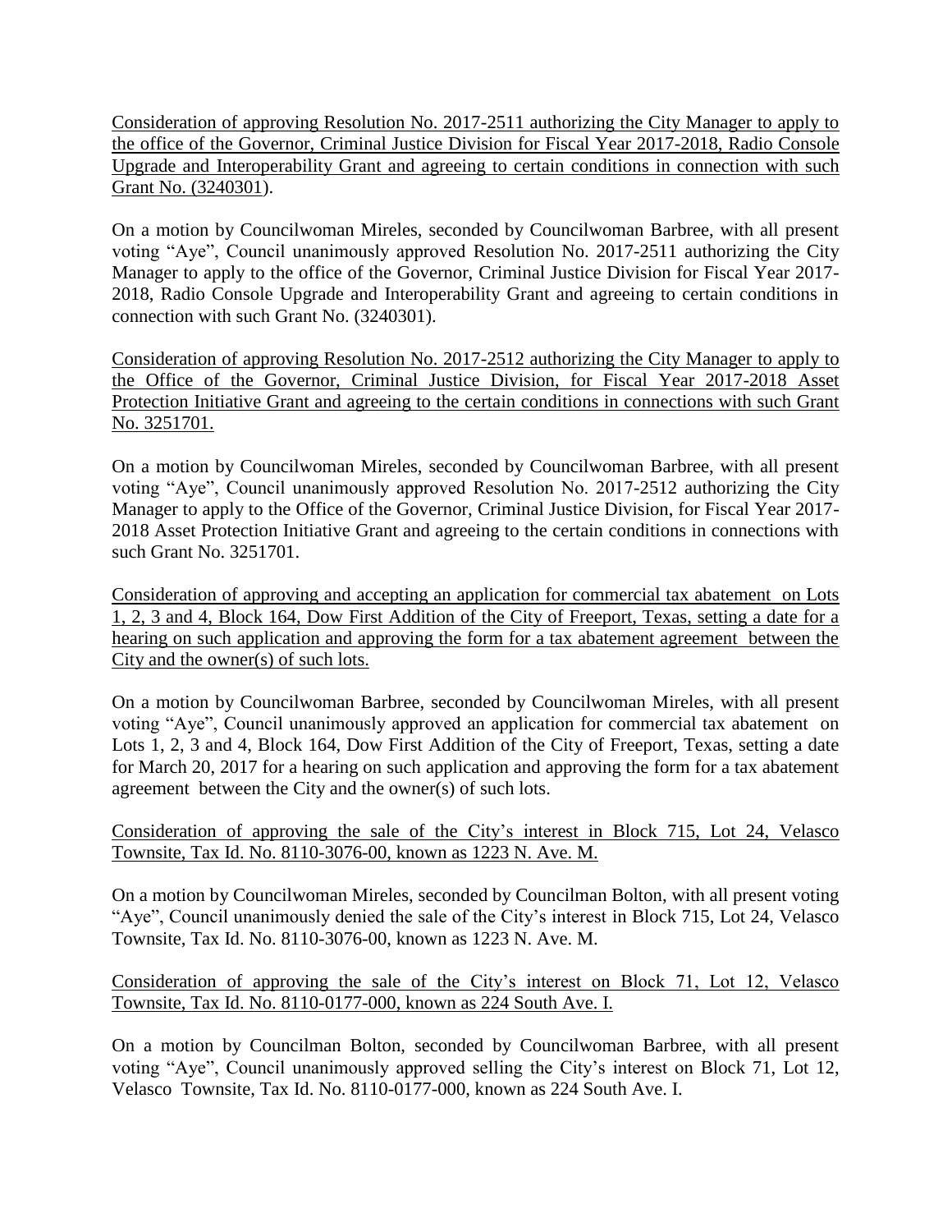Consideration of approving Resolution No. 2017-2511 authorizing the City Manager to apply to the office of the Governor, Criminal Justice Division for Fiscal Year 2017-2018, Radio Console Upgrade and Interoperability Grant and agreeing to certain conditions in connection with such Grant No. (3240301).

On a motion by Councilwoman Mireles, seconded by Councilwoman Barbree, with all present voting "Aye", Council unanimously approved Resolution No. 2017-2511 authorizing the City Manager to apply to the office of the Governor, Criminal Justice Division for Fiscal Year 2017-2018, Radio Console Upgrade and Interoperability Grant and agreeing to certain conditions in connection with such Grant No. (3240301).

Consideration of approving Resolution No. 2017-2512 authorizing the City Manager to apply to the Office of the Governor, Criminal Justice Division, for Fiscal Year 2017-2018 Asset Protection Initiative Grant and agreeing to the certain conditions in connections with such Grant No. 3251701.

On a motion by Councilwoman Mireles, seconded by Councilwoman Barbree, with all present voting "Aye", Council unanimously approved Resolution No. 2017-2512 authorizing the City Manager to apply to the Office of the Governor, Criminal Justice Division, for Fiscal Year 2017-2018 Asset Protection Initiative Grant and agreeing to the certain conditions in connections with such Grant No. 3251701.

Consideration of approving and accepting an application for commercial tax abatement on Lots 1, 2, 3 and 4, Block 164, Dow First Addition of the City of Freeport, Texas, setting a date for a hearing on such application and approving the form for a tax abatement agreement between the City and the owner(s) of such lots.

On a motion by Councilwoman Barbree, seconded by Councilwoman Mireles, with all present voting "Aye", Council unanimously approved an application for commercial tax abatement on Lots 1, 2, 3 and 4, Block 164, Dow First Addition of the City of Freeport, Texas, setting a date for March 20, 2017 for a hearing on such application and approving the form for a tax abatement agreement between the City and the owner(s) of such lots.

Consideration of approving the sale of the City's interest in Block 715, Lot 24, Velasco Townsite, Tax Id. No. 8110-3076-00, known as 1223 N. Ave. M.

On a motion by Councilwoman Mireles, seconded by Councilman Bolton, with all present voting "Aye", Council unanimously denied the sale of the City's interest in Block 715, Lot 24, Velasco Townsite, Tax Id. No. 8110-3076-00, known as 1223 N. Ave. M.

Consideration of approving the sale of the City's interest on Block 71, Lot 12, Velasco Townsite, Tax Id. No. 8110-0177-000, known as 224 South Ave. I.

On a motion by Councilman Bolton, seconded by Councilwoman Barbree, with all present voting "Aye", Council unanimously approved selling the City's interest on Block 71, Lot 12, Velasco Townsite, Tax Id. No. 8110-0177-000, known as 224 South Ave. I.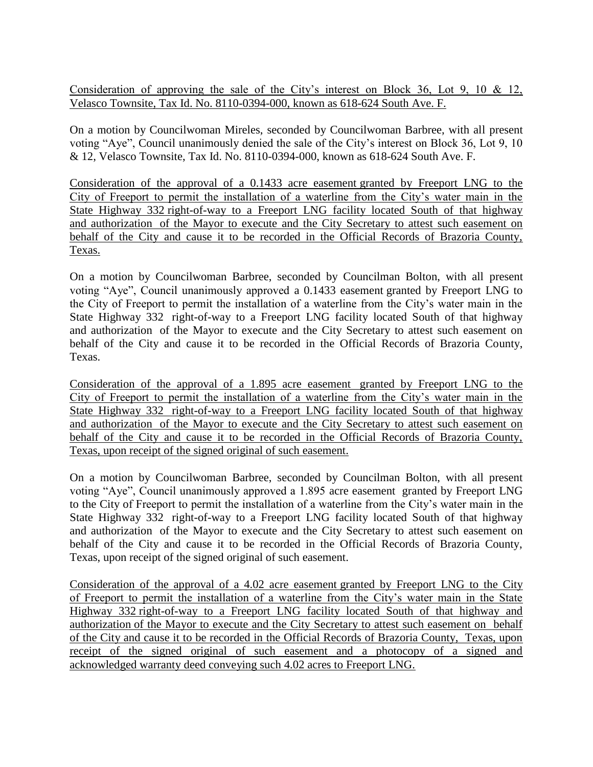<u>Consideration of approving the sale of the City's interest on Block 36, Lot 9, 10 & 12, Velasco Townsite, Tax Id. No. 8110-0394-000, known as 618-624 South Ave. F.</u>

On a motion by Councilwoman Mireles, seconded by Councilwoman Barbree, with all present voting "Aye", Council unanimously denied the sale of the City's interest on Block 36, Lot 9, 10 & 12, Velasco Townsite, Tax Id. No. 8110-0394-000, known as 618-624 South Ave. F.

<u>Consideration of the approval of a 0.1433 acre easement granted by Freeport LNG to the City of Freeport to permit the installation of a waterline from the City's water main in the State Highway 332 right-of-way to a Freeport LNG facility located South of that highway and authorization of the Mayor to execute and the City Secretary to attest such easement on behalf of the City and cause it to be recorded in the Official Records of Brazoria County, Texas.</u>

On a motion by Councilwoman Barbree, seconded by Councilman Bolton, with all present voting "Aye", Council unanimously approved a 0.1433 easement granted by Freeport LNG to the City of Freeport to permit the installation of a waterline from the City's water main in the State Highway 332 right-of-way to a Freeport LNG facility located South of that highway and authorization of the Mayor to execute and the City Secretary to attest such easement on behalf of the City and cause it to be recorded in the Official Records of Brazoria County, Texas.

<u>Consideration of the approval of a 1.895 acre easement granted by Freeport LNG to the City of Freeport to permit the installation of a waterline from the City's water main in the State Highway 332 right-of-way to a Freeport LNG facility located South of that highway and authorization of the Mayor to execute and the City Secretary to attest such easement on behalf of the City and cause it to be recorded in the Official Records of Brazoria County, Texas, upon receipt of the signed original of such easement.</u>

On a motion by Councilwoman Barbree, seconded by Councilman Bolton, with all present voting "Aye", Council unanimously approved a 1.895 acre easement granted by Freeport LNG to the City of Freeport to permit the installation of a waterline from the City's water main in the State Highway 332 right-of-way to a Freeport LNG facility located South of that highway and authorization of the Mayor to execute and the City Secretary to attest such easement on behalf of the City and cause it to be recorded in the Official Records of Brazoria County, Texas, upon receipt of the signed original of such easement.

<u>Consideration of the approval of a 4.02 acre easement granted by Freeport LNG to the City of Freeport to permit the installation of a waterline from the City's water main in the State Highway 332 right-of-way to a Freeport LNG facility located South of that highway and authorization of the Mayor to execute and the City Secretary to attest such easement on behalf of the City and cause it to be recorded in the Official Records of Brazoria County, Texas, upon receipt of the signed original of such easement and a photocopy of a signed and acknowledged warranty deed conveying such 4.02 acres to Freeport LNG.</u>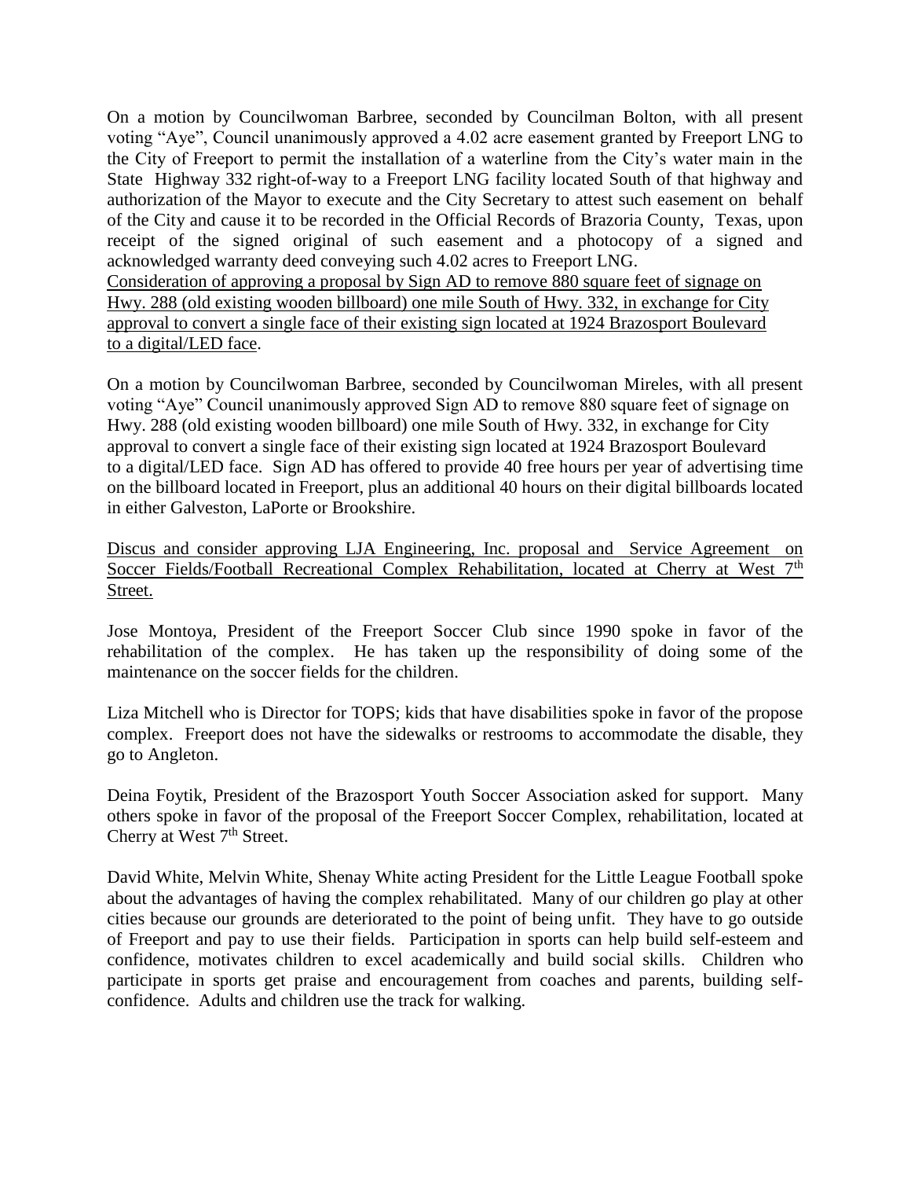On a motion by Councilwoman Barbree, seconded by Councilman Bolton, with all present voting "Aye", Council unanimously approved a 4.02 acre easement granted by Freeport LNG to the City of Freeport to permit the installation of a waterline from the City's water main in the State Highway 332 right-of-way to a Freeport LNG facility located South of that highway and authorization of the Mayor to execute and the City Secretary to attest such easement on behalf of the City and cause it to be recorded in the Official Records of Brazoria County, Texas, upon receipt of the signed original of such easement and a photocopy of a signed and acknowledged warranty deed conveying such 4.02 acres to Freeport LNG.

<u>Consideration of approving a proposal by Sign AD to remove 880 square feet of signage on Hwy. 288 (old existing wooden billboard) one mile South of Hwy. 332, in exchange for City approval to convert a single face of their existing sign located at 1924 Brazosport Boulevard to a digital/LED face</u>.

On a motion by Councilwoman Barbree, seconded by Councilwoman Mireles, with all present voting "Aye" Council unanimously approved Sign AD to remove 880 square feet of signage on Hwy. 288 (old existing wooden billboard) one mile South of Hwy. 332, in exchange for City approval to convert a single face of their existing sign located at 1924 Brazosport Boulevard to a digital/LED face. Sign AD has offered to provide 40 free hours per year of advertising time on the billboard located in Freeport, plus an additional 40 hours on their digital billboards located in either Galveston, LaPorte or Brookshire.

<u>Discus and consider approving LJA Engineering, Inc. proposal and Service Agreement on Soccer Fields/Football Recreational Complex Rehabilitation, located at Cherry at West 7th Street.</u>

Jose Montoya, President of the Freeport Soccer Club since 1990 spoke in favor of the rehabilitation of the complex. He has taken up the responsibility of doing some of the maintenance on the soccer fields for the children.

Liza Mitchell who is Director for TOPS; kids that have disabilities spoke in favor of the propose complex. Freeport does not have the sidewalks or restrooms to accommodate the disable, they go to Angleton.

Deina Foytik, President of the Brazosport Youth Soccer Association asked for support. Many others spoke in favor of the proposal of the Freeport Soccer Complex, rehabilitation, located at Cherry at West 7th Street.

David White, Melvin White, Shenay White acting President for the Little League Football spoke about the advantages of having the complex rehabilitated. Many of our children go play at other cities because our grounds are deteriorated to the point of being unfit. They have to go outside of Freeport and pay to use their fields. Participation in sports can help build self-esteem and confidence, motivates children to excel academically and build social skills. Children who participate in sports get praise and encouragement from coaches and parents, building self-confidence. Adults and children use the track for walking.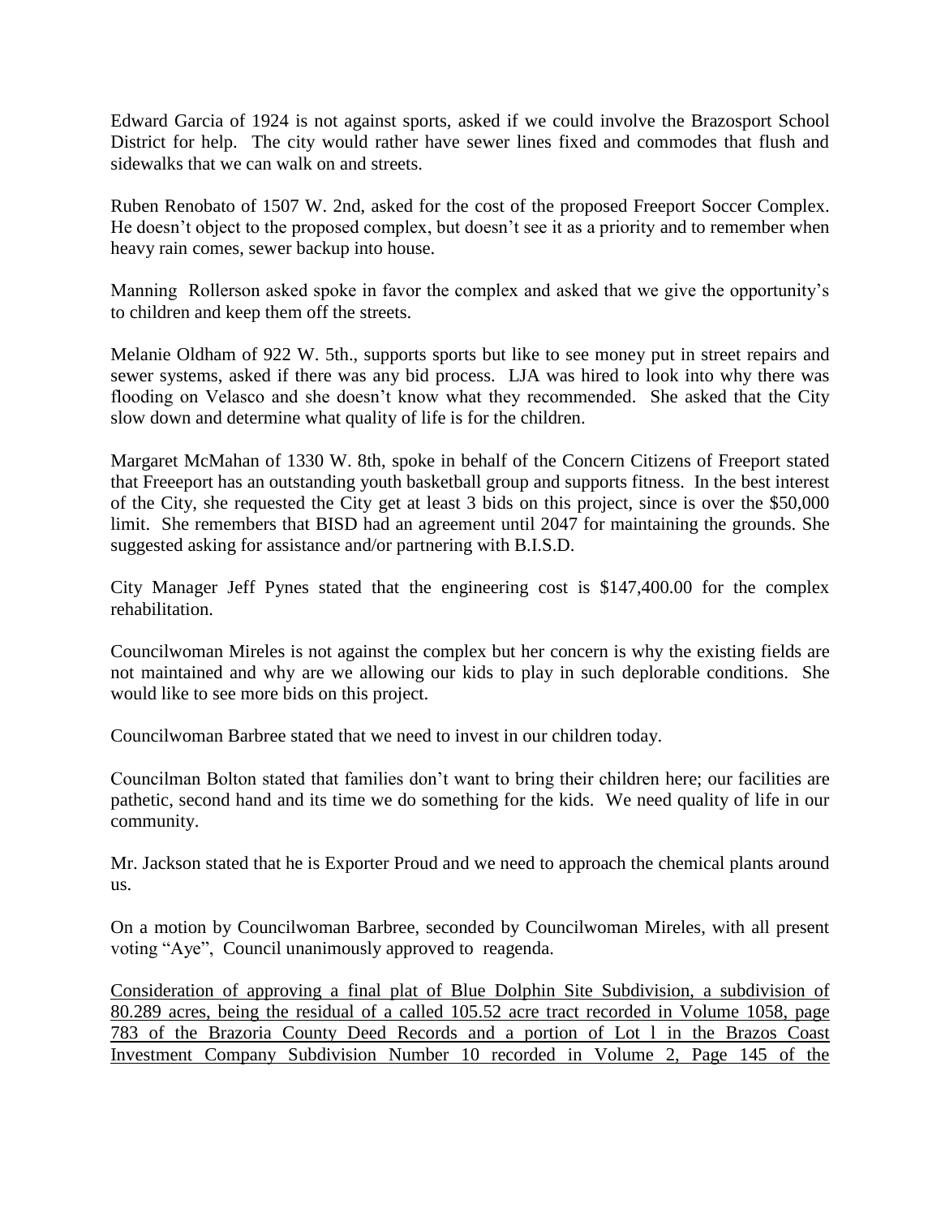Edward Garcia of 1924 is not against sports, asked if we could involve the Brazosport School District for help. The city would rather have sewer lines fixed and commodes that flush and sidewalks that we can walk on and streets.

Ruben Renobato of 1507 W. 2nd, asked for the cost of the proposed Freeport Soccer Complex. He doesn't object to the proposed complex, but doesn't see it as a priority and to remember when heavy rain comes, sewer backup into house.

Manning Rollerson asked spoke in favor the complex and asked that we give the opportunity's to children and keep them off the streets.

Melanie Oldham of 922 W. 5th., supports sports but like to see money put in street repairs and sewer systems, asked if there was any bid process. LJA was hired to look into why there was flooding on Velasco and she doesn't know what they recommended. She asked that the City slow down and determine what quality of life is for the children.

Margaret McMahan of 1330 W. 8th, spoke in behalf of the Concern Citizens of Freeport stated that Freeeport has an outstanding youth basketball group and supports fitness. In the best interest of the City, she requested the City get at least 3 bids on this project, since is over the $50,000 limit. She remembers that BISD had an agreement until 2047 for maintaining the grounds. She suggested asking for assistance and/or partnering with B.I.S.D.

City Manager Jeff Pynes stated that the engineering cost is $147,400.00 for the complex rehabilitation.

Councilwoman Mireles is not against the complex but her concern is why the existing fields are not maintained and why are we allowing our kids to play in such deplorable conditions. She would like to see more bids on this project.

Councilwoman Barbree stated that we need to invest in our children today.

Councilman Bolton stated that families don't want to bring their children here; our facilities are pathetic, second hand and its time we do something for the kids. We need quality of life in our community.

Mr. Jackson stated that he is Exporter Proud and we need to approach the chemical plants around us.

On a motion by Councilwoman Barbree, seconded by Councilwoman Mireles, with all present voting "Aye", Council unanimously approved to reagenda.

<u>Consideration of approving a final plat of Blue Dolphin Site Subdivision, a subdivision of 80.289 acres, being the residual of a called 105.52 acre tract recorded in Volume 1058, page 783 of the Brazoria County Deed Records and a portion of Lot l in the Brazos Coast Investment Company Subdivision Number 10 recorded in Volume 2, Page 145 of the</u>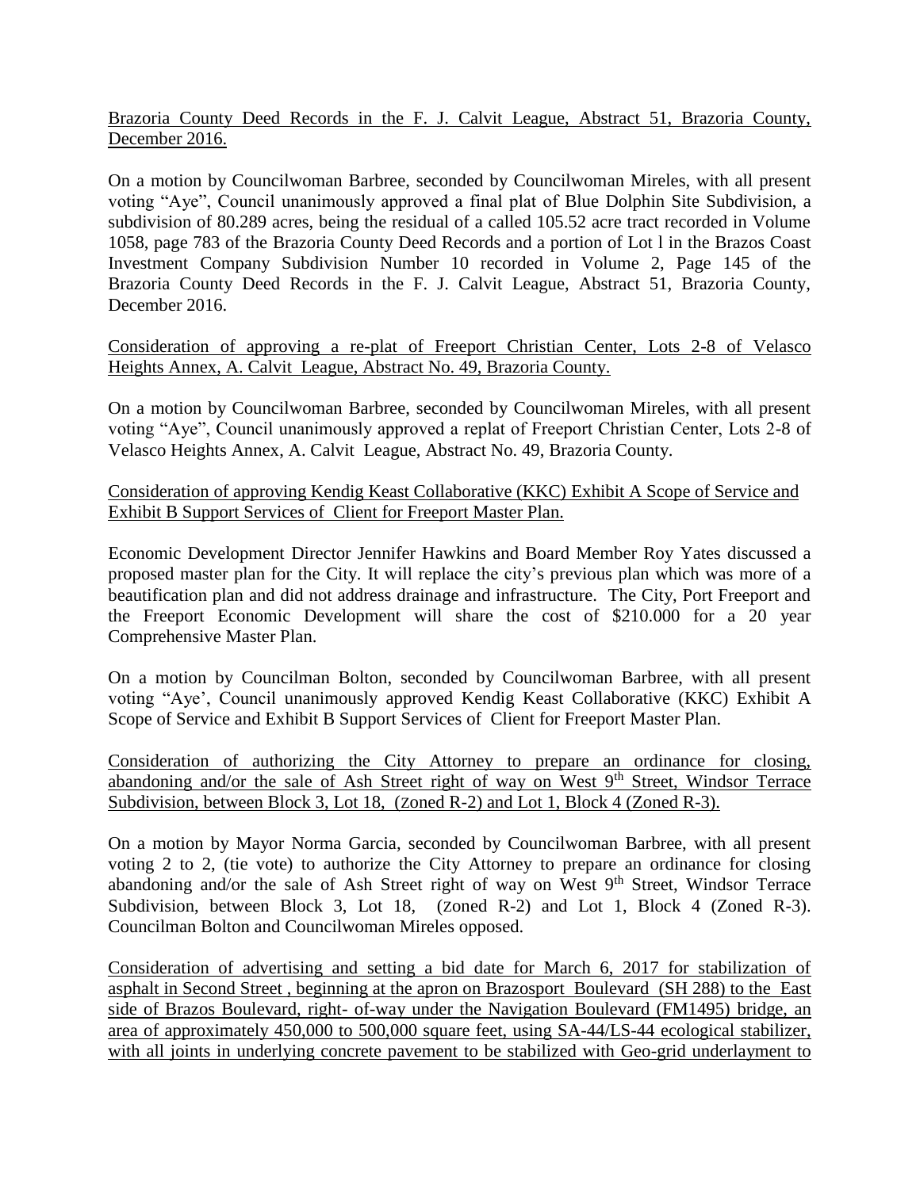Brazoria County Deed Records in the F. J. Calvit League, Abstract 51, Brazoria County, December 2016.

On a motion by Councilwoman Barbree, seconded by Councilwoman Mireles, with all present voting "Aye", Council unanimously approved a final plat of Blue Dolphin Site Subdivision, a subdivision of 80.289 acres, being the residual of a called 105.52 acre tract recorded in Volume 1058, page 783 of the Brazoria County Deed Records and a portion of Lot l in the Brazos Coast Investment Company Subdivision Number 10 recorded in Volume 2, Page 145 of the Brazoria County Deed Records in the F. J. Calvit League, Abstract 51, Brazoria County, December 2016.

Consideration of approving a re-plat of Freeport Christian Center, Lots 2-8 of Velasco Heights Annex, A. Calvit League, Abstract No. 49, Brazoria County.

On a motion by Councilwoman Barbree, seconded by Councilwoman Mireles, with all present voting "Aye", Council unanimously approved a replat of Freeport Christian Center, Lots 2-8 of Velasco Heights Annex, A. Calvit League, Abstract No. 49, Brazoria County.

Consideration of approving Kendig Keast Collaborative (KKC) Exhibit A Scope of Service and Exhibit B Support Services of Client for Freeport Master Plan.

Economic Development Director Jennifer Hawkins and Board Member Roy Yates discussed a proposed master plan for the City. It will replace the city's previous plan which was more of a beautification plan and did not address drainage and infrastructure. The City, Port Freeport and the Freeport Economic Development will share the cost of $210.000 for a 20 year Comprehensive Master Plan.

On a motion by Councilman Bolton, seconded by Councilwoman Barbree, with all present voting "Aye', Council unanimously approved Kendig Keast Collaborative (KKC) Exhibit A Scope of Service and Exhibit B Support Services of Client for Freeport Master Plan.

Consideration of authorizing the City Attorney to prepare an ordinance for closing, abandoning and/or the sale of Ash Street right of way on West 9th Street, Windsor Terrace Subdivision, between Block 3, Lot 18, (zoned R-2) and Lot 1, Block 4 (Zoned R-3).

On a motion by Mayor Norma Garcia, seconded by Councilwoman Barbree, with all present voting 2 to 2, (tie vote) to authorize the City Attorney to prepare an ordinance for closing abandoning and/or the sale of Ash Street right of way on West 9th Street, Windsor Terrace Subdivision, between Block 3, Lot 18, (zoned R-2) and Lot 1, Block 4 (Zoned R-3). Councilman Bolton and Councilwoman Mireles opposed.

Consideration of advertising and setting a bid date for March 6, 2017 for stabilization of asphalt in Second Street , beginning at the apron on Brazosport Boulevard (SH 288) to the East side of Brazos Boulevard, right- of-way under the Navigation Boulevard (FM1495) bridge, an area of approximately 450,000 to 500,000 square feet, using SA-44/LS-44 ecological stabilizer, with all joints in underlying concrete pavement to be stabilized with Geo-grid underlayment to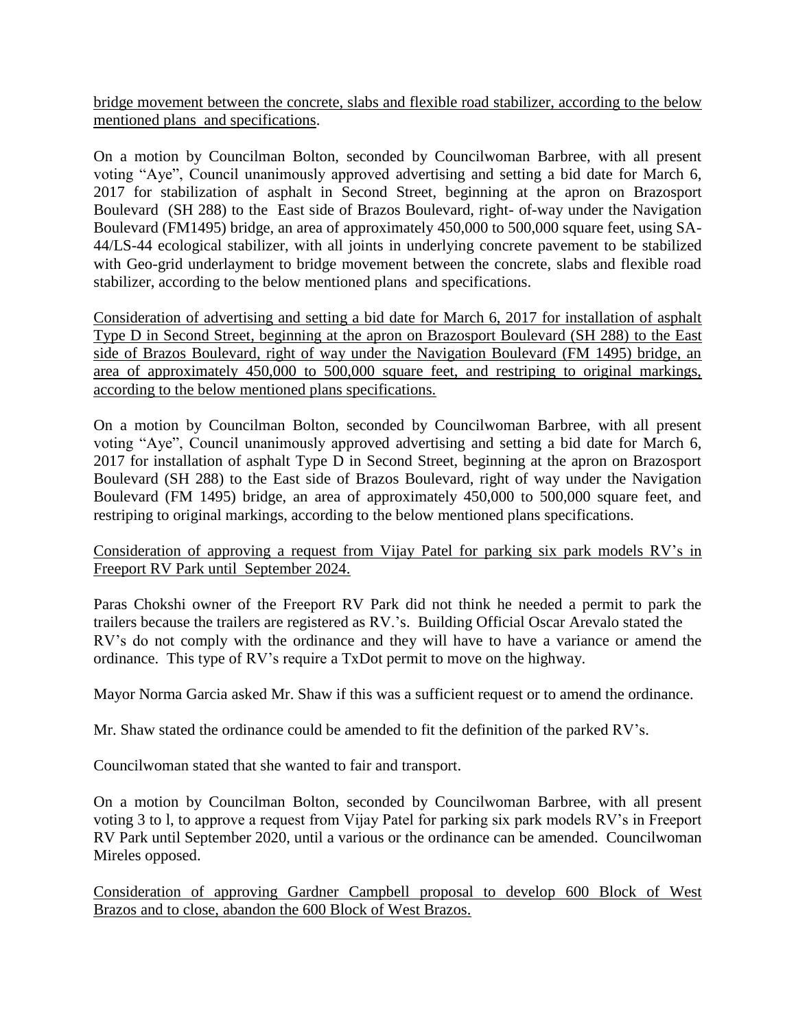bridge movement between the concrete, slabs and flexible road stabilizer, according to the below mentioned plans and specifications.

On a motion by Councilman Bolton, seconded by Councilwoman Barbree, with all present voting "Aye", Council unanimously approved advertising and setting a bid date for March 6, 2017 for stabilization of asphalt in Second Street, beginning at the apron on Brazosport Boulevard (SH 288) to the East side of Brazos Boulevard, right- of-way under the Navigation Boulevard (FM1495) bridge, an area of approximately 450,000 to 500,000 square feet, using SA-44/LS-44 ecological stabilizer, with all joints in underlying concrete pavement to be stabilized with Geo-grid underlayment to bridge movement between the concrete, slabs and flexible road stabilizer, according to the below mentioned plans and specifications.

Consideration of advertising and setting a bid date for March 6, 2017 for installation of asphalt Type D in Second Street, beginning at the apron on Brazosport Boulevard (SH 288) to the East side of Brazos Boulevard, right of way under the Navigation Boulevard (FM 1495) bridge, an area of approximately 450,000 to 500,000 square feet, and restriping to original markings, according to the below mentioned plans specifications.

On a motion by Councilman Bolton, seconded by Councilwoman Barbree, with all present voting "Aye", Council unanimously approved advertising and setting a bid date for March 6, 2017 for installation of asphalt Type D in Second Street, beginning at the apron on Brazosport Boulevard (SH 288) to the East side of Brazos Boulevard, right of way under the Navigation Boulevard (FM 1495) bridge, an area of approximately 450,000 to 500,000 square feet, and restriping to original markings, according to the below mentioned plans specifications.

Consideration of approving a request from Vijay Patel for parking six park models RV's in Freeport RV Park until September 2024.

Paras Chokshi owner of the Freeport RV Park did not think he needed a permit to park the trailers because the trailers are registered as RV.'s. Building Official Oscar Arevalo stated the RV's do not comply with the ordinance and they will have to have a variance or amend the ordinance. This type of RV's require a TxDot permit to move on the highway.

Mayor Norma Garcia asked Mr. Shaw if this was a sufficient request or to amend the ordinance.

Mr. Shaw stated the ordinance could be amended to fit the definition of the parked RV's.

Councilwoman stated that she wanted to fair and transport.

On a motion by Councilman Bolton, seconded by Councilwoman Barbree, with all present voting 3 to l, to approve a request from Vijay Patel for parking six park models RV's in Freeport RV Park until September 2020, until a various or the ordinance can be amended. Councilwoman Mireles opposed.

Consideration of approving Gardner Campbell proposal to develop 600 Block of West Brazos and to close, abandon the 600 Block of West Brazos.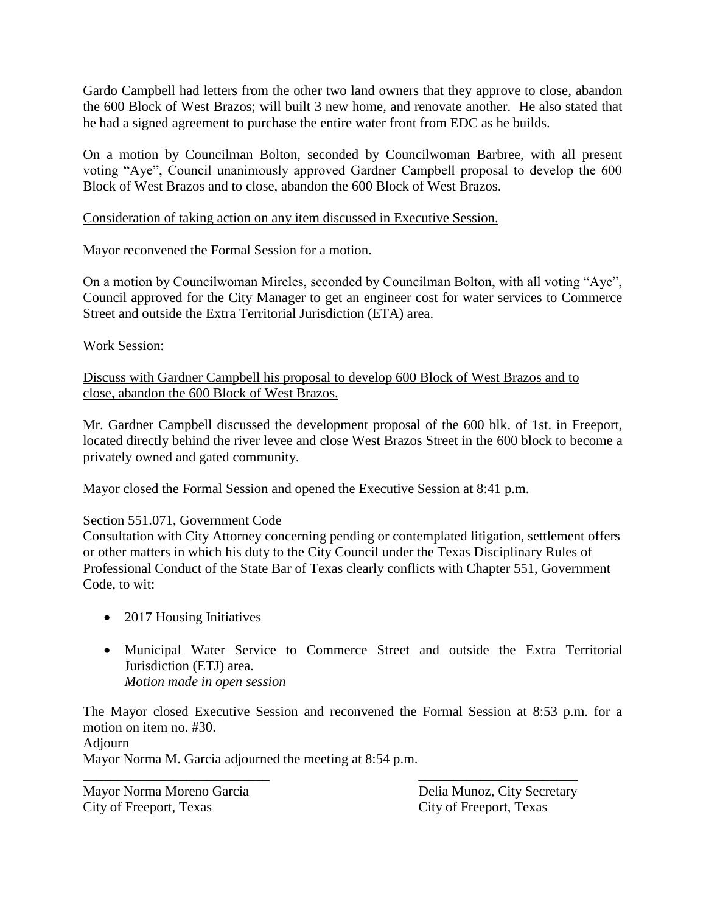Gardo Campbell had letters from the other two land owners that they approve to close, abandon the 600 Block of West Brazos; will built 3 new home, and renovate another. He also stated that he had a signed agreement to purchase the entire water front from EDC as he builds.

On a motion by Councilman Bolton, seconded by Councilwoman Barbree, with all present voting "Aye", Council unanimously approved Gardner Campbell proposal to develop the 600 Block of West Brazos and to close, abandon the 600 Block of West Brazos.

<u>Consideration of taking action on any item discussed in Executive Session.</u>

Mayor reconvened the Formal Session for a motion.

On a motion by Councilwoman Mireles, seconded by Councilman Bolton, with all voting "Aye", Council approved for the City Manager to get an engineer cost for water services to Commerce Street and outside the Extra Territorial Jurisdiction (ETA) area.

Work Session:

<u>Discuss with Gardner Campbell his proposal to develop 600 Block of West Brazos and to close, abandon the 600 Block of West Brazos.</u>

Mr. Gardner Campbell discussed the development proposal of the 600 blk. of 1st. in Freeport, located directly behind the river levee and close West Brazos Street in the 600 block to become a privately owned and gated community.

Mayor closed the Formal Session and opened the Executive Session at 8:41 p.m.

Section 551.071, Government Code
Consultation with City Attorney concerning pending or contemplated litigation, settlement offers or other matters in which his duty to the City Council under the Texas Disciplinary Rules of Professional Conduct of the State Bar of Texas clearly conflicts with Chapter 551, Government Code, to wit:

- 2017 Housing Initiatives
- Municipal Water Service to Commerce Street and outside the Extra Territorial Jurisdiction (ETJ) area.
  *Motion made in open session*

The Mayor closed Executive Session and reconvened the Formal Session at 8:53 p.m. for a motion on item no. #30.
Adjourn
Mayor Norma M. Garcia adjourned the meeting at 8:54 p.m.

| | |
|---|---|
| \_\_\_\_\_\_\_\_\_\_\_\_\_\_\_\_\_\_\_\_\_\_\_\_\_\_\_ | \_\_\_\_\_\_\_\_\_\_\_\_\_\_\_\_\_\_\_\_\_\_\_\_ |
| Mayor Norma Moreno Garcia | Delia Munoz, City Secretary |
| City of Freeport, Texas | City of Freeport, Texas |